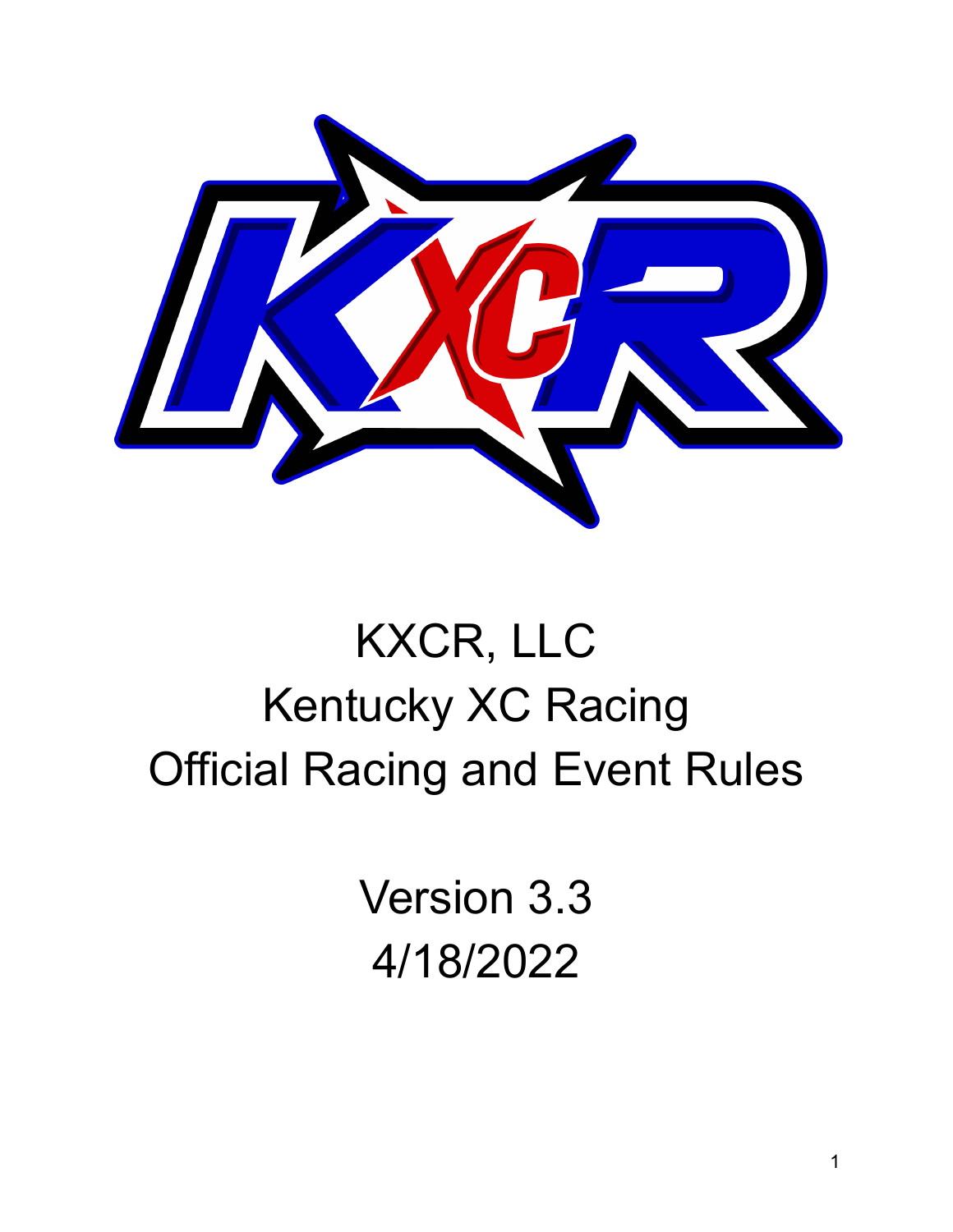# KXCR, LLC

# Kentucky XC Racing

# Official Racing and Event Rules

Version 3.3

4/18/2022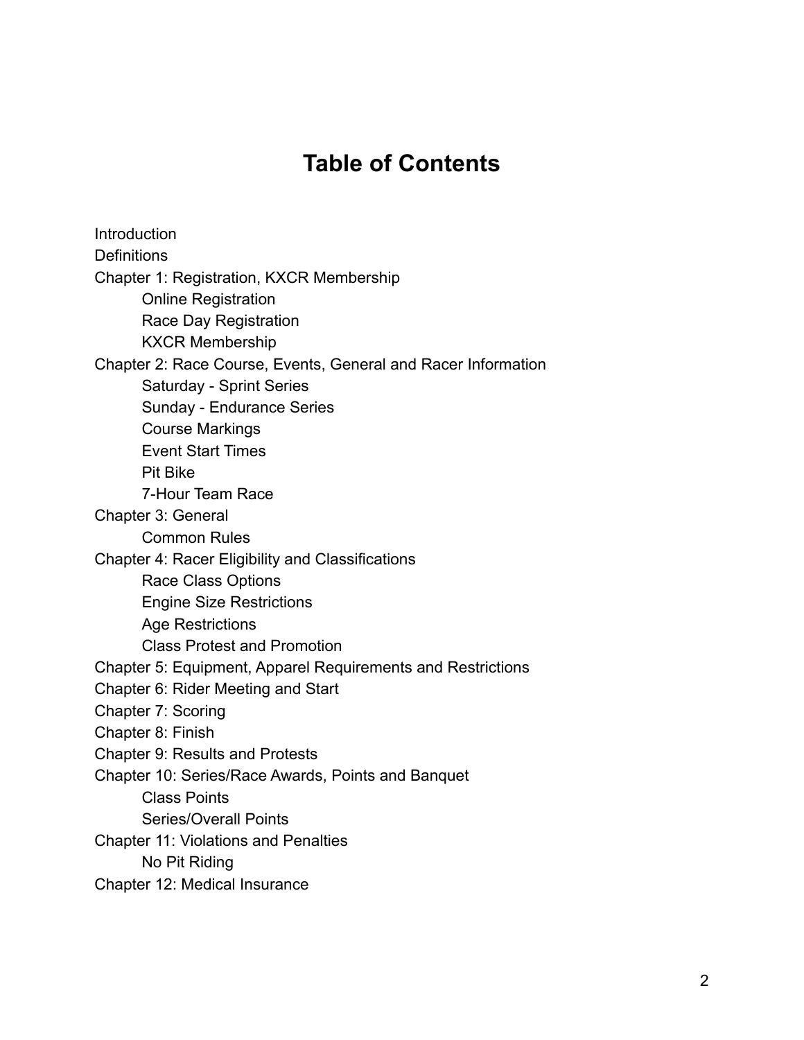# Table of Contents

- Introduction
- Definitions
- Chapter 1: Registration, KXCR Membership
    - Online Registration
    - Race Day Registration
    - KXCR Membership
- Chapter 2: Race Course, Events, General and Racer Information
    - Saturday - Sprint Series
    - Sunday - Endurance Series
    - Course Markings
    - Event Start Times
    - Pit Bike
    - 7-Hour Team Race
- Chapter 3: General
    - Common Rules
- Chapter 4: Racer Eligibility and Classifications
    - Race Class Options
    - Engine Size Restrictions
    - Age Restrictions
    - Class Protest and Promotion
- Chapter 5: Equipment, Apparel Requirements and Restrictions
- Chapter 6: Rider Meeting and Start
- Chapter 7: Scoring
- Chapter 8: Finish
- Chapter 9: Results and Protests
- Chapter 10: Series/Race Awards, Points and Banquet
    - Class Points
    - Series/Overall Points
- Chapter 11: Violations and Penalties
    - No Pit Riding
- Chapter 12: Medical Insurance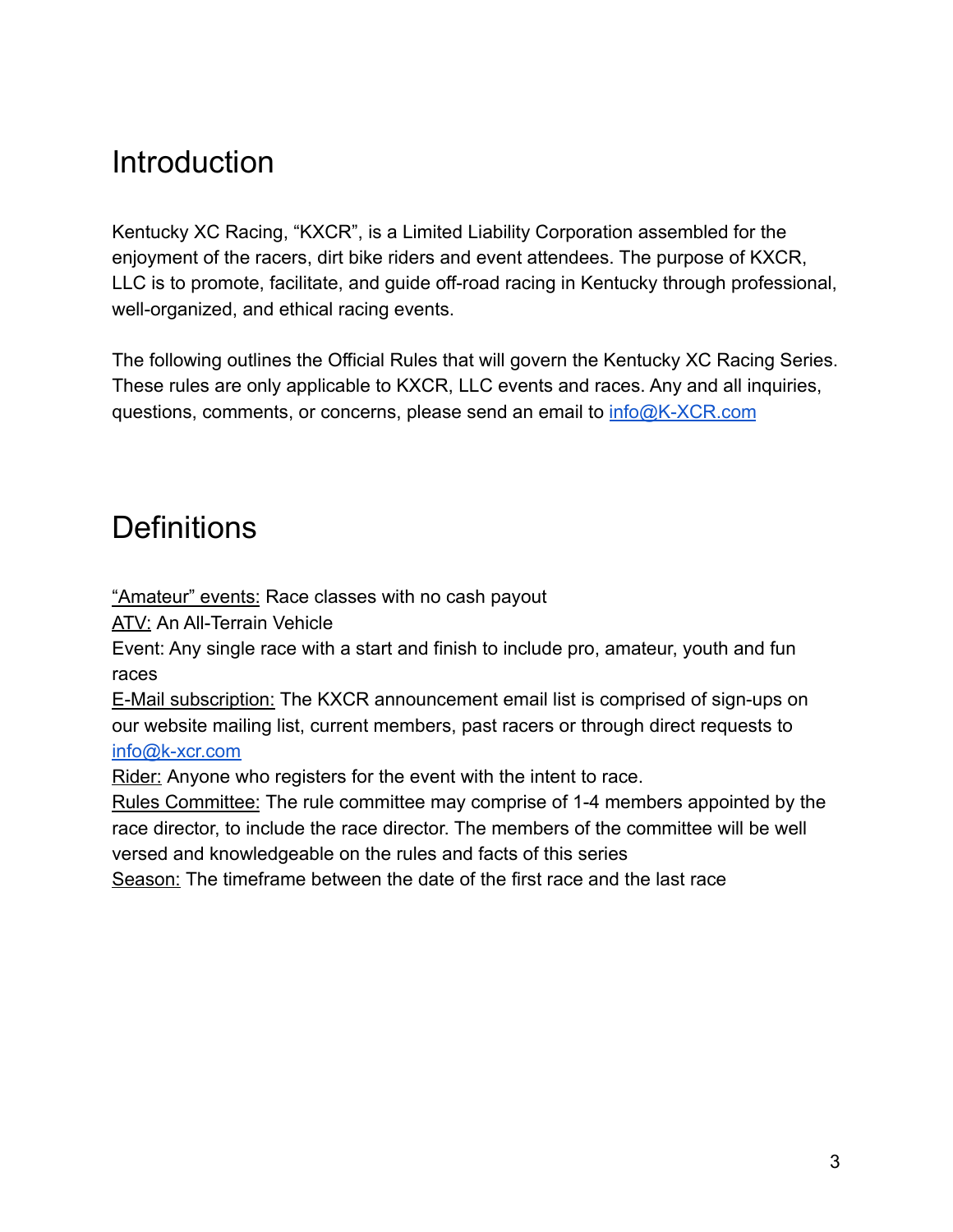# Introduction

Kentucky XC Racing, "KXCR", is a Limited Liability Corporation assembled for the enjoyment of the racers, dirt bike riders and event attendees. The purpose of KXCR, LLC is to promote, facilitate, and guide off-road racing in Kentucky through professional, well-organized, and ethical racing events.

The following outlines the Official Rules that will govern the Kentucky XC Racing Series. These rules are only applicable to KXCR, LLC events and races. Any and all inquiries, questions, comments, or concerns, please send an email to info@K-XCR.com

# Definitions

"Amateur" events: Race classes with no cash payout
ATV: An All-Terrain Vehicle
Event: Any single race with a start and finish to include pro, amateur, youth and fun races
E-Mail subscription: The KXCR announcement email list is comprised of sign-ups on our website mailing list, current members, past racers or through direct requests to info@k-xcr.com
Rider: Anyone who registers for the event with the intent to race.
Rules Committee: The rule committee may comprise of 1-4 members appointed by the race director, to include the race director. The members of the committee will be well versed and knowledgeable on the rules and facts of this series
Season: The timeframe between the date of the first race and the last race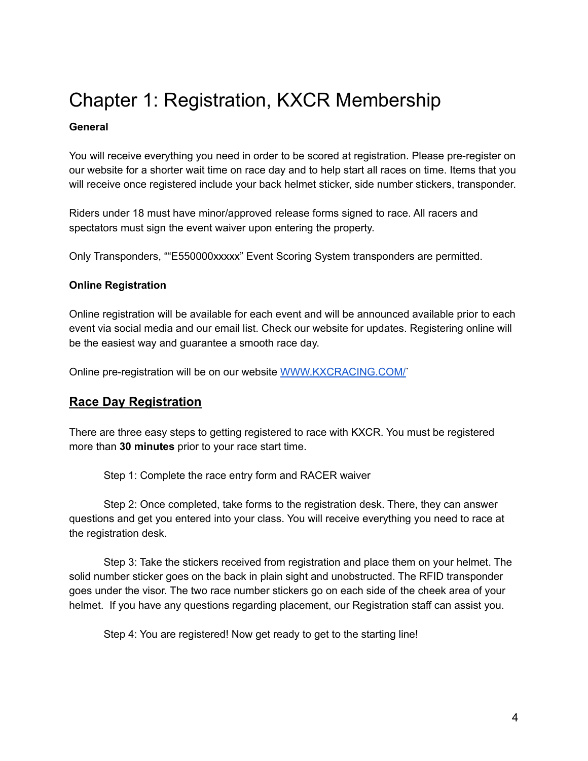# Chapter 1: Registration, KXCR Membership

**General**

You will receive everything you need in order to be scored at registration. Please pre-register on our website for a shorter wait time on race day and to help start all races on time. Items that you will receive once registered include your back helmet sticker, side number stickers, transponder.

Riders under 18 must have minor/approved release forms signed to race. All racers and spectators must sign the event waiver upon entering the property.

Only Transponders, ““E550000xxxxx” Event Scoring System transponders are permitted.

**Online Registration**

Online registration will be available for each event and will be announced available prior to each event via social media and our email list. Check our website for updates. Registering online will be the easiest way and guarantee a smooth race day.

Online pre-registration will be on our website WWW.KXCRACING.COM/`

## Race Day Registration

There are three easy steps to getting registered to race with KXCR. You must be registered more than **30 minutes** prior to your race start time.

Step 1: Complete the race entry form and RACER waiver

Step 2: Once completed, take forms to the registration desk. There, they can answer questions and get you entered into your class. You will receive everything you need to race at the registration desk.

Step 3: Take the stickers received from registration and place them on your helmet. The solid number sticker goes on the back in plain sight and unobstructed. The RFID transponder goes under the visor. The two race number stickers go on each side of the cheek area of your helmet. If you have any questions regarding placement, our Registration staff can assist you.

Step 4: You are registered! Now get ready to get to the starting line!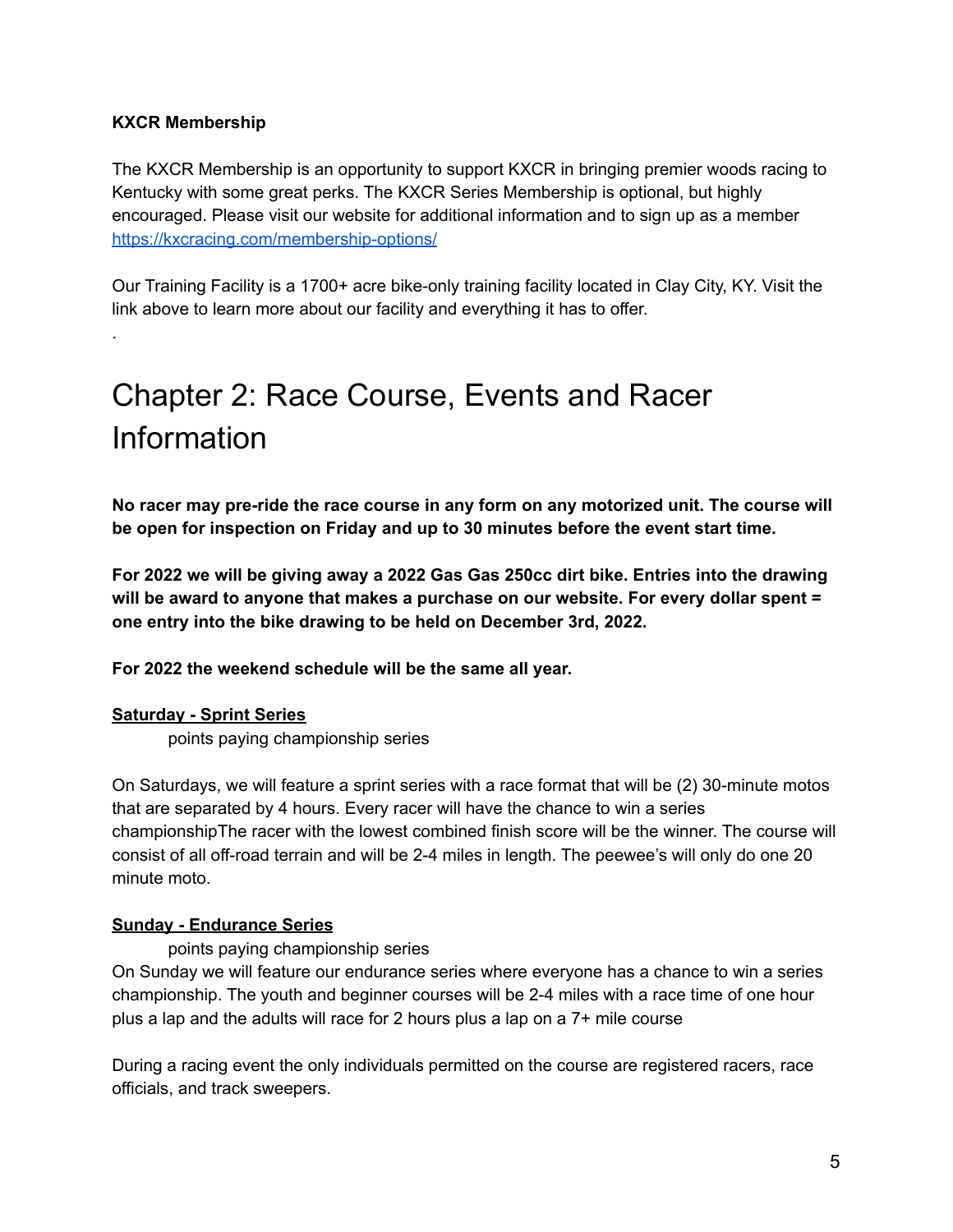**KXCR Membership**

The KXCR Membership is an opportunity to support KXCR in bringing premier woods racing to Kentucky with some great perks. The KXCR Series Membership is optional, but highly encouraged. Please visit our website for additional information and to sign up as a member https://kxcracing.com/membership-options/

Our Training Facility is a 1700+ acre bike-only training facility located in Clay City, KY. Visit the link above to learn more about our facility and everything it has to offer.

.

# Chapter 2: Race Course, Events and Racer Information

**No racer may pre-ride the race course in any form on any motorized unit. The course will be open for inspection on Friday and up to 30 minutes before the event start time.**

**For 2022 we will be giving away a 2022 Gas Gas 250cc dirt bike. Entries into the drawing will be award to anyone that makes a purchase on our website. For every dollar spent = one entry into the bike drawing to be held on December 3rd, 2022.**

**For 2022 the weekend schedule will be the same all year.**

**Saturday - Sprint Series**

points paying championship series

On Saturdays, we will feature a sprint series with a race format that will be (2) 30-minute motos that are separated by 4 hours. Every racer will have the chance to win a series championshipThe racer with the lowest combined finish score will be the winner. The course will consist of all off-road terrain and will be 2-4 miles in length. The peewee's will only do one 20 minute moto.

**Sunday - Endurance Series**

points paying championship series

On Sunday we will feature our endurance series where everyone has a chance to win a series championship. The youth and beginner courses will be 2-4 miles with a race time of one hour plus a lap and the adults will race for 2 hours plus a lap on a 7+ mile course

During a racing event the only individuals permitted on the course are registered racers, race officials, and track sweepers.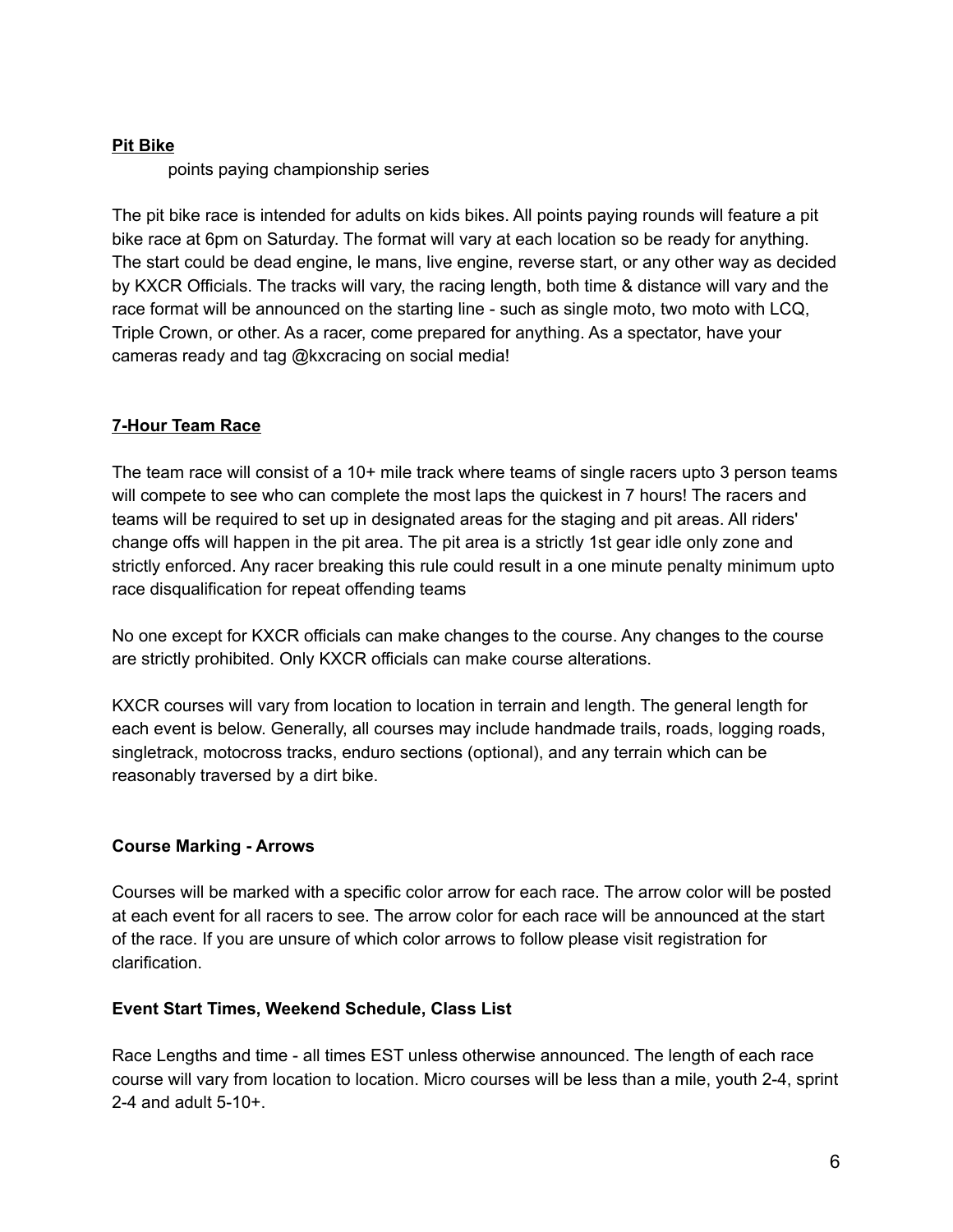**Pit Bike**

points paying championship series

The pit bike race is intended for adults on kids bikes. All points paying rounds will feature a pit bike race at 6pm on Saturday. The format will vary at each location so be ready for anything. The start could be dead engine, le mans, live engine, reverse start, or any other way as decided by KXCR Officials. The tracks will vary, the racing length, both time & distance will vary and the race format will be announced on the starting line - such as single moto, two moto with LCQ, Triple Crown, or other. As a racer, come prepared for anything. As a spectator, have your cameras ready and tag @kxcracing on social media!

**7-Hour Team Race**

The team race will consist of a 10+ mile track where teams of single racers upto 3 person teams will compete to see who can complete the most laps the quickest in 7 hours! The racers and teams will be required to set up in designated areas for the staging and pit areas. All riders' change offs will happen in the pit area. The pit area is a strictly 1st gear idle only zone and strictly enforced. Any racer breaking this rule could result in a one minute penalty minimum upto race disqualification for repeat offending teams

No one except for KXCR officials can make changes to the course. Any changes to the course are strictly prohibited. Only KXCR officials can make course alterations.

KXCR courses will vary from location to location in terrain and length. The general length for each event is below. Generally, all courses may include handmade trails, roads, logging roads, singletrack, motocross tracks, enduro sections (optional), and any terrain which can be reasonably traversed by a dirt bike.

**Course Marking - Arrows**

Courses will be marked with a specific color arrow for each race. The arrow color will be posted at each event for all racers to see. The arrow color for each race will be announced at the start of the race. If you are unsure of which color arrows to follow please visit registration for clarification.

**Event Start Times, Weekend Schedule, Class List**

Race Lengths and time - all times EST unless otherwise announced. The length of each race course will vary from location to location. Micro courses will be less than a mile, youth 2-4, sprint 2-4 and adult 5-10+.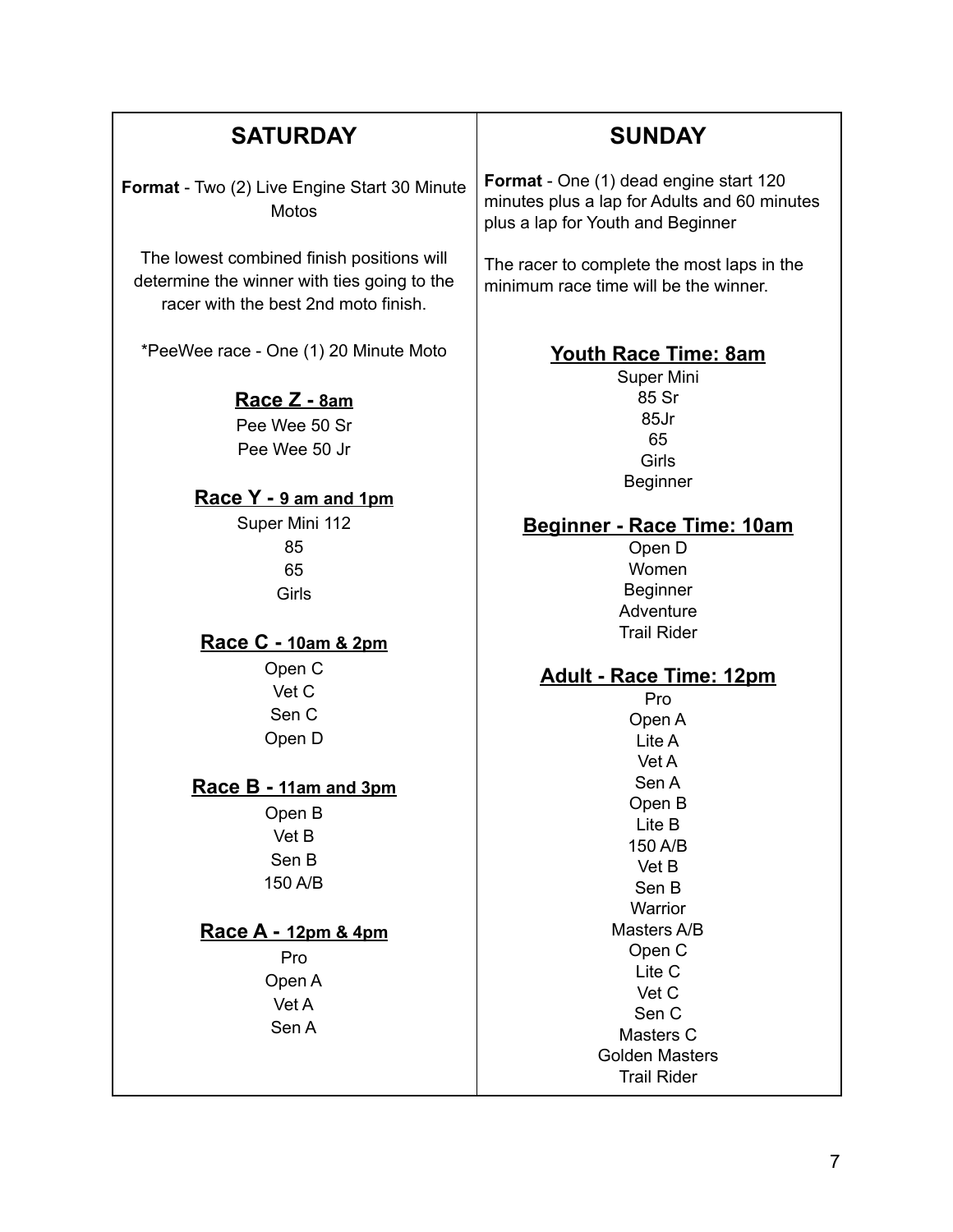## SATURDAY

**Format** - Two (2) Live Engine Start 30 Minute Motos

The lowest combined finish positions will determine the winner with ties going to the racer with the best 2nd moto finish.

*PeeWee race - One (1) 20 Minute Moto

### Race Z - 8am

Pee Wee 50 Sr
Pee Wee 50 Jr

### Race Y - 9 am and 1pm

Super Mini 112
85
65
Girls

### Race C - 10am & 2pm

Open C
Vet C
Sen C
Open D

### Race B - 11am and 3pm

Open B
Vet B
Sen B
150 A/B

### Race A - 12pm & 4pm

Pro
Open A
Vet A
Sen A

## SUNDAY

**Format** - One (1) dead engine start 120 minutes plus a lap for Adults and 60 minutes plus a lap for Youth and Beginner

The racer to complete the most laps in the minimum race time will be the winner.

### Youth Race Time: 8am

Super Mini
85 Sr
85Jr
65
Girls
Beginner

### Beginner - Race Time: 10am

Open D
Women
Beginner
Adventure
Trail Rider

### Adult - Race Time: 12pm

Pro
Open A
Lite A
Vet A
Sen A
Open B
Lite B
150 A/B
Vet B
Sen B
Warrior
Masters A/B
Open C
Lite C
Vet C
Sen C
Masters C
Golden Masters
Trail Rider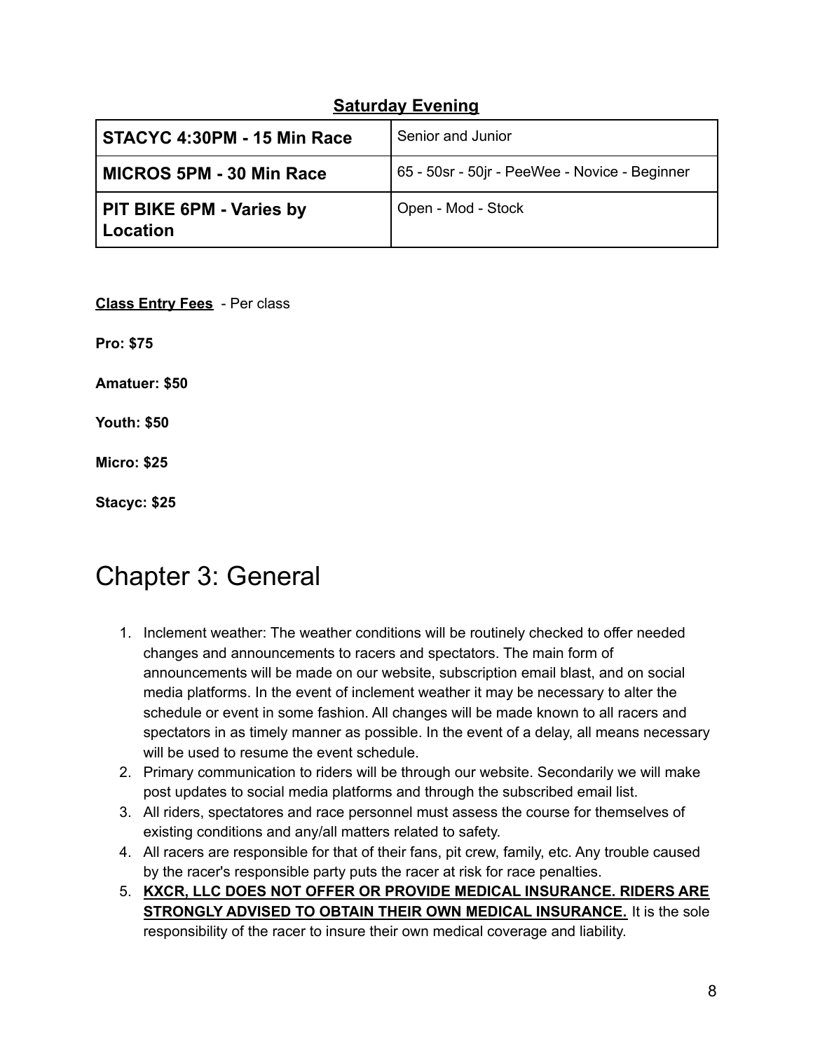**Saturday Evening**

| **STACYC 4:30PM - 15 Min Race** | Senior and Junior |
|---|---|
| **MICROS 5PM - 30 Min Race** | 65 - 50sr - 50jr - PeeWee - Novice - Beginner |
| **PIT BIKE 6PM - Varies by Location** | Open - Mod - Stock |

**Class Entry Fees** - Per class

**Pro: $75**

**Amatuer: $50**

**Youth: $50**

**Micro: $25**

**Stacyc: $25**

# Chapter 3: General

1. Inclement weather: The weather conditions will be routinely checked to offer needed changes and announcements to racers and spectators. The main form of announcements will be made on our website, subscription email blast, and on social media platforms. In the event of inclement weather it may be necessary to alter the schedule or event in some fashion. All changes will be made known to all racers and spectators in as timely manner as possible. In the event of a delay, all means necessary will be used to resume the event schedule.
2. Primary communication to riders will be through our website. Secondarily we will make post updates to social media platforms and through the subscribed email list.
3. All riders, spectatores and race personnel must assess the course for themselves of existing conditions and any/all matters related to safety.
4. All racers are responsible for that of their fans, pit crew, family, etc. Any trouble caused by the racer's responsible party puts the racer at risk for race penalties.
5. **KXCR, LLC DOES NOT OFFER OR PROVIDE MEDICAL INSURANCE. RIDERS ARE STRONGLY ADVISED TO OBTAIN THEIR OWN MEDICAL INSURANCE.** It is the sole responsibility of the racer to insure their own medical coverage and liability.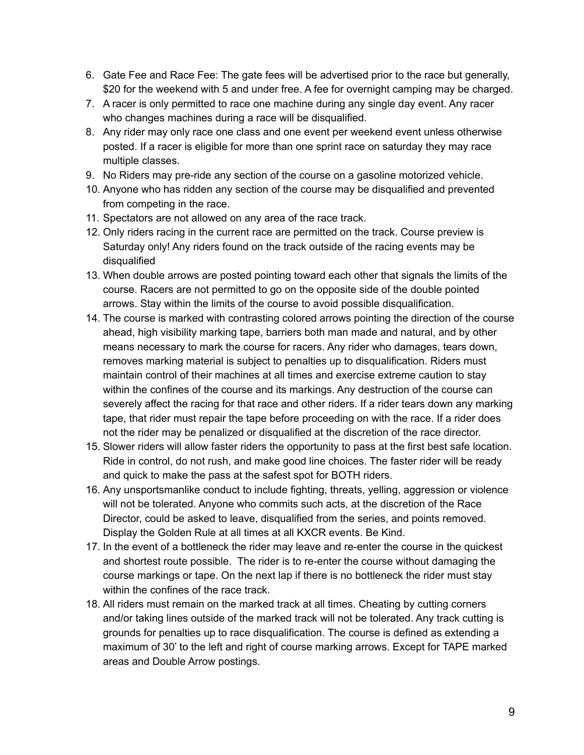6. Gate Fee and Race Fee: The gate fees will be advertised prior to the race but generally, $20 for the weekend with 5 and under free. A fee for overnight camping may be charged.
7. A racer is only permitted to race one machine during any single day event. Any racer who changes machines during a race will be disqualified.
8. Any rider may only race one class and one event per weekend event unless otherwise posted. If a racer is eligible for more than one sprint race on saturday they may race multiple classes.
9. No Riders may pre-ride any section of the course on a gasoline motorized vehicle.
10. Anyone who has ridden any section of the course may be disqualified and prevented from competing in the race.
11. Spectators are not allowed on any area of the race track.
12. Only riders racing in the current race are permitted on the track. Course preview is Saturday only! Any riders found on the track outside of the racing events may be disqualified
13. When double arrows are posted pointing toward each other that signals the limits of the course. Racers are not permitted to go on the opposite side of the double pointed arrows. Stay within the limits of the course to avoid possible disqualification.
14. The course is marked with contrasting colored arrows pointing the direction of the course ahead, high visibility marking tape, barriers both man made and natural, and by other means necessary to mark the course for racers. Any rider who damages, tears down, removes marking material is subject to penalties up to disqualification. Riders must maintain control of their machines at all times and exercise extreme caution to stay within the confines of the course and its markings. Any destruction of the course can severely affect the racing for that race and other riders. If a rider tears down any marking tape, that rider must repair the tape before proceeding on with the race. If a rider does not the rider may be penalized or disqualified at the discretion of the race director.
15. Slower riders will allow faster riders the opportunity to pass at the first best safe location. Ride in control, do not rush, and make good line choices. The faster rider will be ready and quick to make the pass at the safest spot for BOTH riders.
16. Any unsportsmanlike conduct to include fighting, threats, yelling, aggression or violence will not be tolerated. Anyone who commits such acts, at the discretion of the Race Director, could be asked to leave, disqualified from the series, and points removed. Display the Golden Rule at all times at all KXCR events. Be Kind.
17. In the event of a bottleneck the rider may leave and re-enter the course in the quickest and shortest route possible. The rider is to re-enter the course without damaging the course markings or tape. On the next lap if there is no bottleneck the rider must stay within the confines of the race track.
18. All riders must remain on the marked track at all times. Cheating by cutting corners and/or taking lines outside of the marked track will not be tolerated. Any track cutting is grounds for penalties up to race disqualification. The course is defined as extending a maximum of 30' to the left and right of course marking arrows. Except for TAPE marked areas and Double Arrow postings.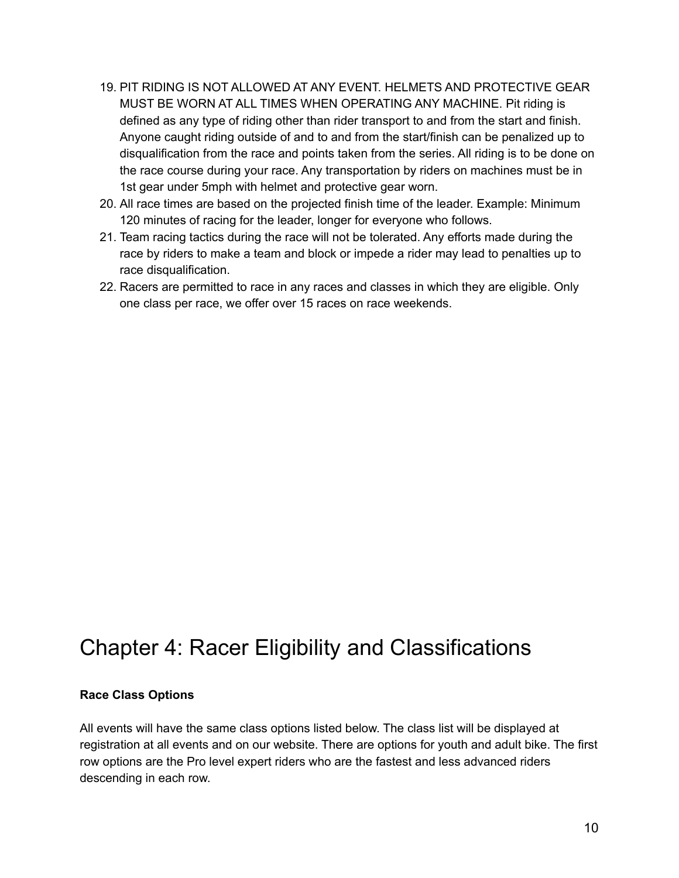19. PIT RIDING IS NOT ALLOWED AT ANY EVENT. HELMETS AND PROTECTIVE GEAR MUST BE WORN AT ALL TIMES WHEN OPERATING ANY MACHINE. Pit riding is defined as any type of riding other than rider transport to and from the start and finish. Anyone caught riding outside of and to and from the start/finish can be penalized up to disqualification from the race and points taken from the series. All riding is to be done on the race course during your race. Any transportation by riders on machines must be in 1st gear under 5mph with helmet and protective gear worn.
20. All race times are based on the projected finish time of the leader. Example: Minimum 120 minutes of racing for the leader, longer for everyone who follows.
21. Team racing tactics during the race will not be tolerated. Any efforts made during the race by riders to make a team and block or impede a rider may lead to penalties up to race disqualification.
22. Racers are permitted to race in any races and classes in which they are eligible. Only one class per race, we offer over 15 races on race weekends.

# Chapter 4: Racer Eligibility and Classifications

**Race Class Options**

All events will have the same class options listed below. The class list will be displayed at registration at all events and on our website. There are options for youth and adult bike. The first row options are the Pro level expert riders who are the fastest and less advanced riders descending in each row.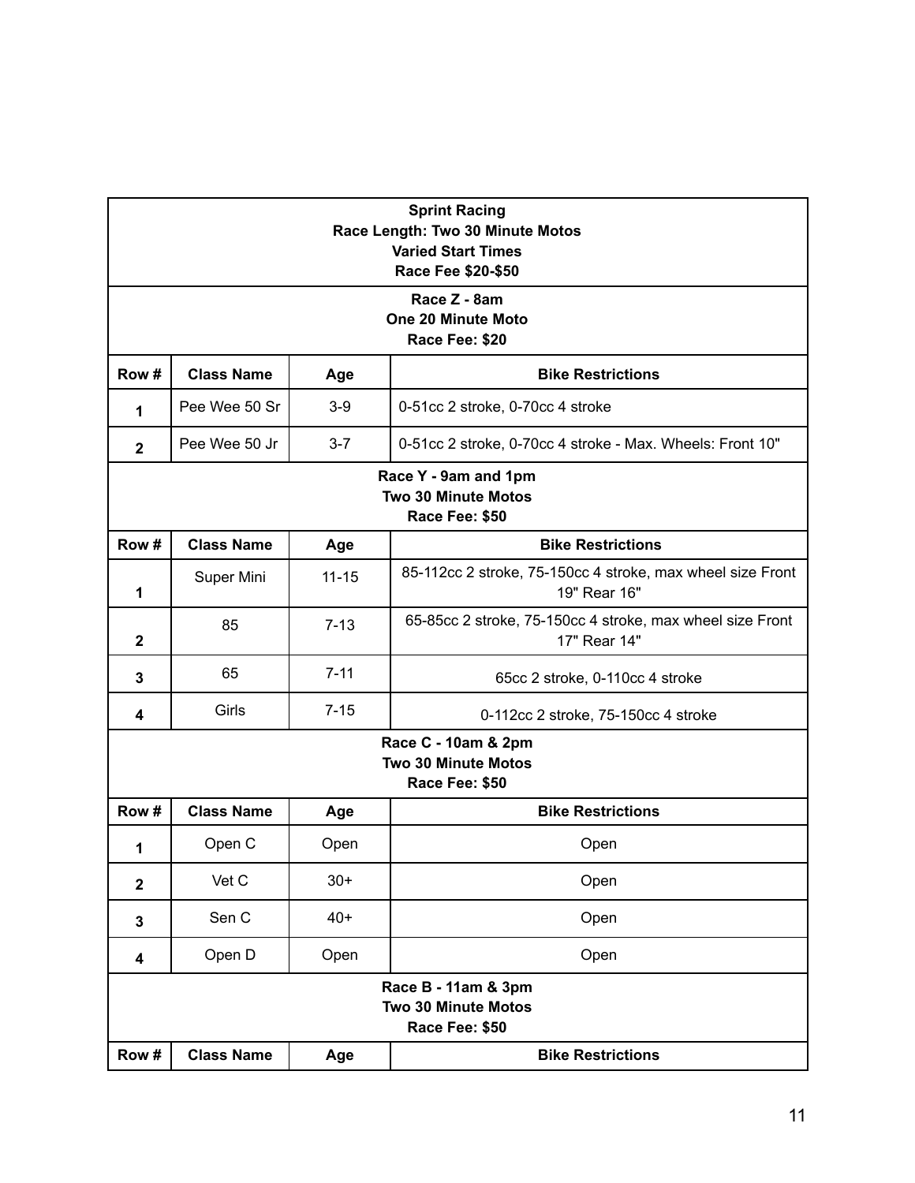| **Sprint Racing**<br>**Race Length: Two 30 Minute Motos**<br>**Varied Start Times**<br>**Race Fee $20-$50** | | | |
|---|---|---|---|
| **Race Z - 8am**<br>**One 20 Minute Moto**<br>**Race Fee: $20** | | | |
| **Row #** | **Class Name** | **Age** | **Bike Restrictions** |
| **1** | Pee Wee 50 Sr | 3-9 | 0-51cc 2 stroke, 0-70cc 4 stroke |
| **2** | Pee Wee 50 Jr | 3-7 | 0-51cc 2 stroke, 0-70cc 4 stroke - Max. Wheels: Front 10" |
| **Race Y - 9am and 1pm**<br>**Two 30 Minute Motos**<br>**Race Fee: $50** | | | |
| **Row #** | **Class Name** | **Age** | **Bike Restrictions** |
| **1** | Super Mini | 11-15 | 85-112cc 2 stroke, 75-150cc 4 stroke, max wheel size Front 19" Rear 16" |
| **2** | 85 | 7-13 | 65-85cc 2 stroke, 75-150cc 4 stroke, max wheel size Front 17" Rear 14" |
| **3** | 65 | 7-11 | 65cc 2 stroke, 0-110cc 4 stroke |
| **4** | Girls | 7-15 | 0-112cc 2 stroke, 75-150cc 4 stroke |
| **Race C - 10am & 2pm**<br>**Two 30 Minute Motos**<br>**Race Fee: $50** | | | |
| **Row #** | **Class Name** | **Age** | **Bike Restrictions** |
| **1** | Open C | Open | Open |
| **2** | Vet C | 30+ | Open |
| **3** | Sen C | 40+ | Open |
| **4** | Open D | Open | Open |
| **Race B - 11am & 3pm**<br>**Two 30 Minute Motos**<br>**Race Fee: $50** | | | |
| **Row #** | **Class Name** | **Age** | **Bike Restrictions** |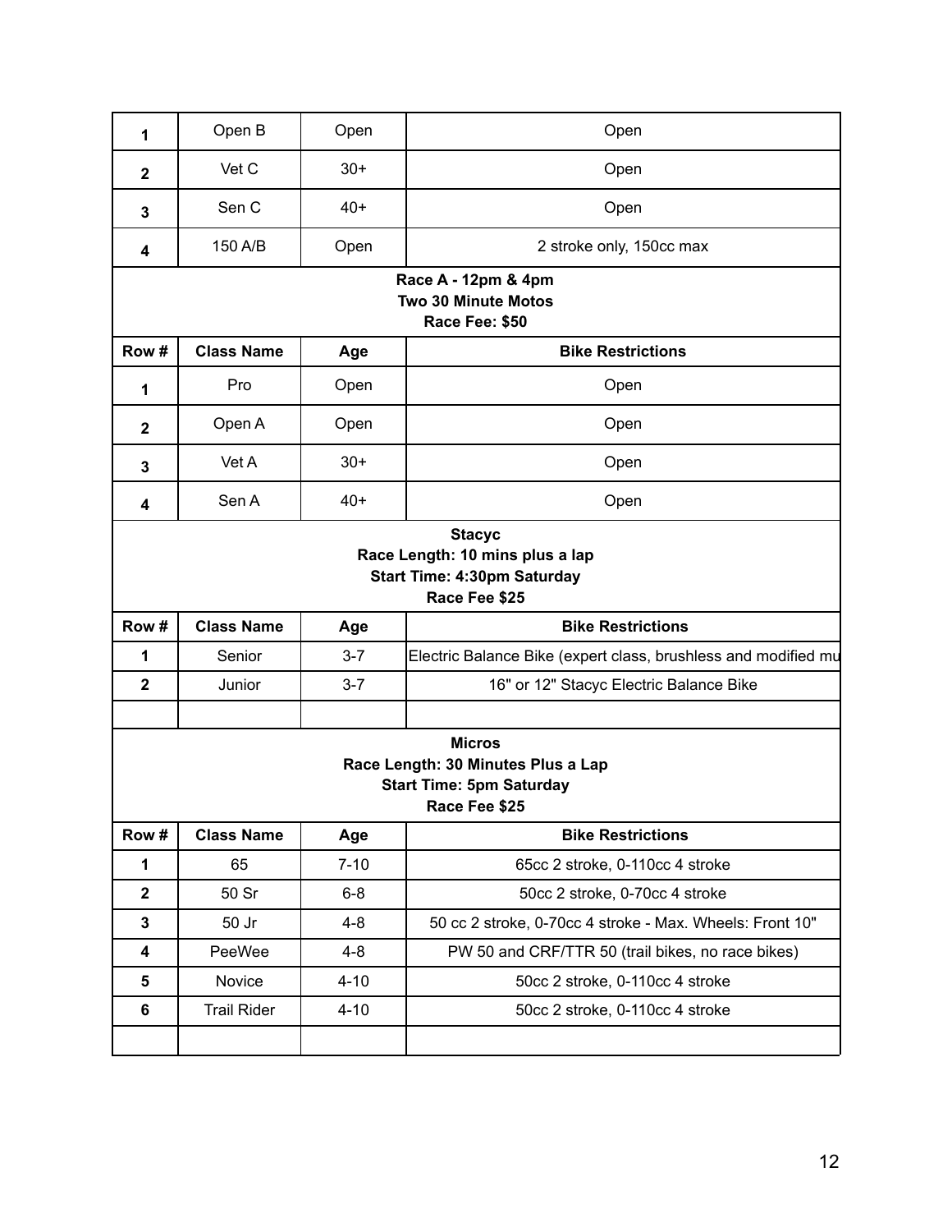| Row # | Class Name | Age | Bike Restrictions |
|---|---|---|---|
| 1 | Open B | Open | Open |
| 2 | Vet C | 30+ | Open |
| 3 | Sen C | 40+ | Open |
| 4 | 150 A/B | Open | 2 stroke only, 150cc max |

**Race A - 12pm & 4pm**
**Two 30 Minute Motos**
**Race Fee: $50**

| Row # | Class Name | Age | Bike Restrictions |
|---|---|---|---|
| 1 | Pro | Open | Open |
| 2 | Open A | Open | Open |
| 3 | Vet A | 30+ | Open |
| 4 | Sen A | 40+ | Open |

**Stacyc**
**Race Length: 10 mins plus a lap**
**Start Time: 4:30pm Saturday**
**Race Fee $25**

| Row # | Class Name | Age | Bike Restrictions |
|---|---|---|---|
| 1 | Senior | 3-7 | Electric Balance Bike (expert class, brushless and modified mu |
| 2 | Junior | 3-7 | 16" or 12" Stacyc Electric Balance Bike |
| | | | |

**Micros**
**Race Length: 30 Minutes Plus a Lap**
**Start Time: 5pm Saturday**
**Race Fee $25**

| Row # | Class Name | Age | Bike Restrictions |
|---|---|---|---|
| 1 | 65 | 7-10 | 65cc 2 stroke, 0-110cc 4 stroke |
| 2 | 50 Sr | 6-8 | 50cc 2 stroke, 0-70cc 4 stroke |
| 3 | 50 Jr | 4-8 | 50 cc 2 stroke, 0-70cc 4 stroke - Max. Wheels: Front 10" |
| 4 | PeeWee | 4-8 | PW 50 and CRF/TTR 50 (trail bikes, no race bikes) |
| 5 | Novice | 4-10 | 50cc 2 stroke, 0-110cc 4 stroke |
| 6 | Trail Rider | 4-10 | 50cc 2 stroke, 0-110cc 4 stroke |
| | | | |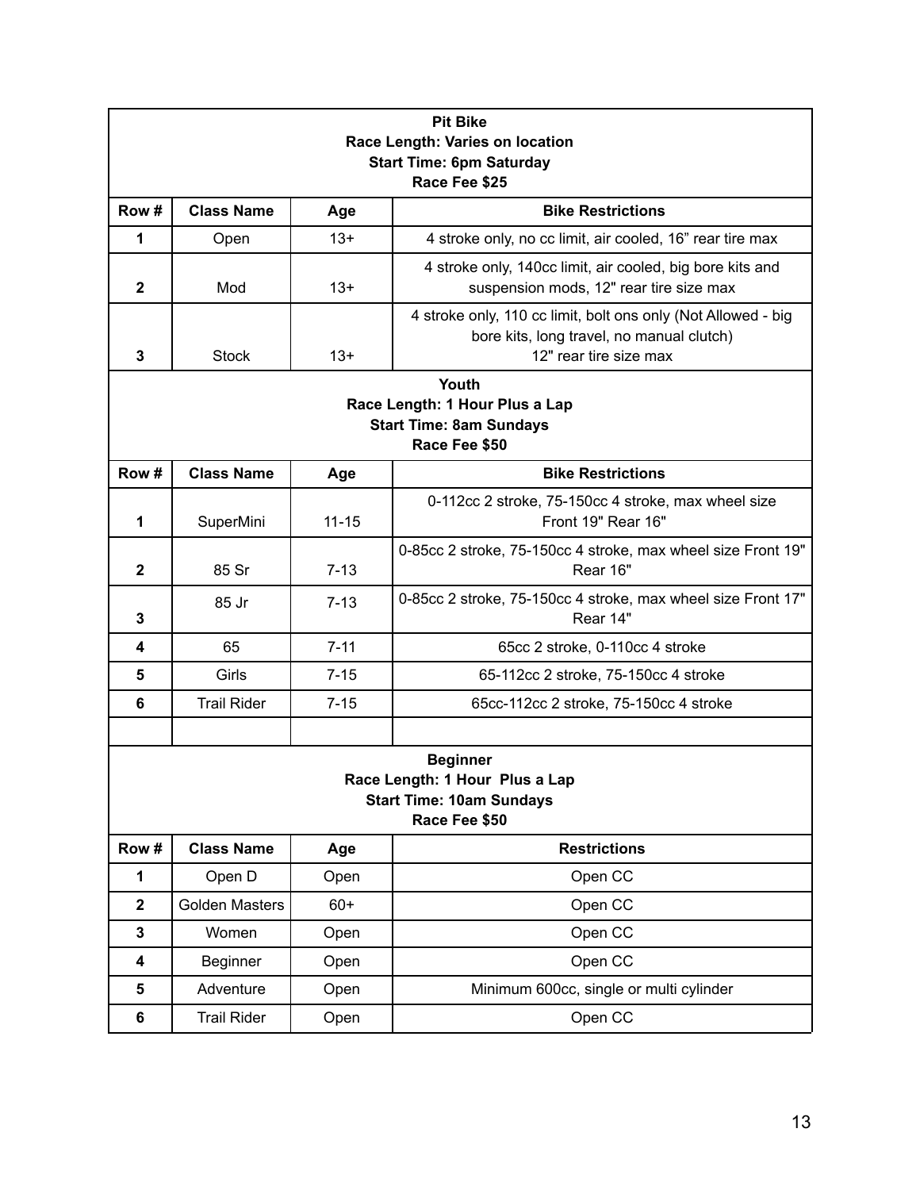**Pit Bike**
**Race Length: Varies on location**
**Start Time: 6pm Saturday**
**Race Fee $25**

| Row # | Class Name | Age | Bike Restrictions |
|---|---|---|---|
| 1 | Open | 13+ | 4 stroke only, no cc limit, air cooled, 16” rear tire max |
| 2 | Mod | 13+ | 4 stroke only, 140cc limit, air cooled, big bore kits and suspension mods, 12" rear tire size max |
| 3 | Stock | 13+ | 4 stroke only, 110 cc limit, bolt ons only (Not Allowed - big bore kits, long travel, no manual clutch) 12" rear tire size max |

**Youth**
**Race Length: 1 Hour Plus a Lap**
**Start Time: 8am Sundays**
**Race Fee $50**

| Row # | Class Name | Age | Bike Restrictions |
|---|---|---|---|
| 1 | SuperMini | 11-15 | 0-112cc 2 stroke, 75-150cc 4 stroke, max wheel size Front 19" Rear 16" |
| 2 | 85 Sr | 7-13 | 0-85cc 2 stroke, 75-150cc 4 stroke, max wheel size Front 19" Rear 16" |
| 3 | 85 Jr | 7-13 | 0-85cc 2 stroke, 75-150cc 4 stroke, max wheel size Front 17" Rear 14" |
| 4 | 65 | 7-11 | 65cc 2 stroke, 0-110cc 4 stroke |
| 5 | Girls | 7-15 | 65-112cc 2 stroke, 75-150cc 4 stroke |
| 6 | Trail Rider | 7-15 | 65cc-112cc 2 stroke, 75-150cc 4 stroke |
| | | | |

**Beginner**
**Race Length: 1 Hour Plus a Lap**
**Start Time: 10am Sundays**
**Race Fee $50**

| Row # | Class Name | Age | Restrictions |
|---|---|---|---|
| 1 | Open D | Open | Open CC |
| 2 | Golden Masters | 60+ | Open CC |
| 3 | Women | Open | Open CC |
| 4 | Beginner | Open | Open CC |
| 5 | Adventure | Open | Minimum 600cc, single or multi cylinder |
| 6 | Trail Rider | Open | Open CC |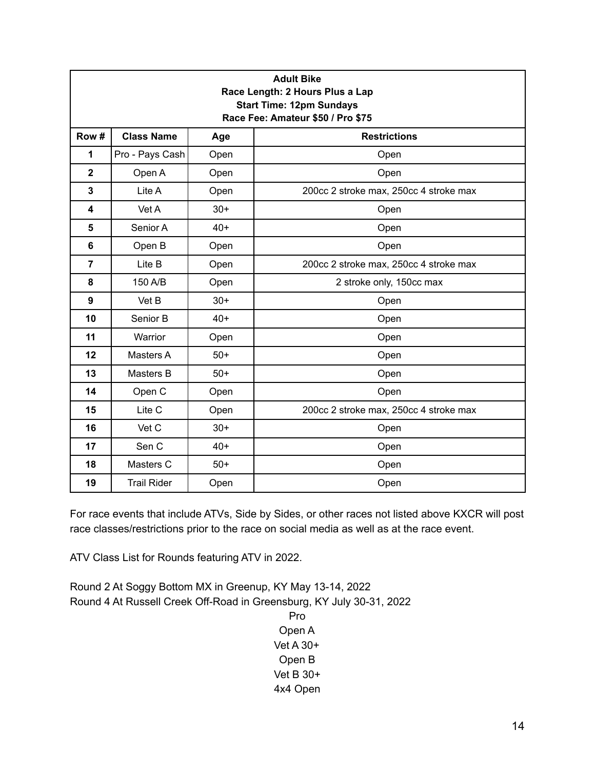| Adult Bike<br>Race Length: 2 Hours Plus a Lap<br>Start Time: 12pm Sundays<br>Race Fee: Amateur $50 / Pro $75 | | | |
|---|---|---|---|
| **Row #** | **Class Name** | **Age** | **Restrictions** |
| **1** | Pro - Pays Cash | Open | Open |
| **2** | Open A | Open | Open |
| **3** | Lite A | Open | 200cc 2 stroke max, 250cc 4 stroke max |
| **4** | Vet A | 30+ | Open |
| **5** | Senior A | 40+ | Open |
| **6** | Open B | Open | Open |
| **7** | Lite B | Open | 200cc 2 stroke max, 250cc 4 stroke max |
| **8** | 150 A/B | Open | 2 stroke only, 150cc max |
| **9** | Vet B | 30+ | Open |
| **10** | Senior B | 40+ | Open |
| **11** | Warrior | Open | Open |
| **12** | Masters A | 50+ | Open |
| **13** | Masters B | 50+ | Open |
| **14** | Open C | Open | Open |
| **15** | Lite C | Open | 200cc 2 stroke max, 250cc 4 stroke max |
| **16** | Vet C | 30+ | Open |
| **17** | Sen C | 40+ | Open |
| **18** | Masters C | 50+ | Open |
| **19** | Trail Rider | Open | Open |

For race events that include ATVs, Side by Sides, or other races not listed above KXCR will post race classes/restrictions prior to the race on social media as well as at the race event.

ATV Class List for Rounds featuring ATV in 2022.

Round 2 At Soggy Bottom MX in Greenup, KY May 13-14, 2022
Round 4 At Russell Creek Off-Road in Greensburg, KY July 30-31, 2022

Pro
Open A
Vet A 30+
Open B
Vet B 30+
4x4 Open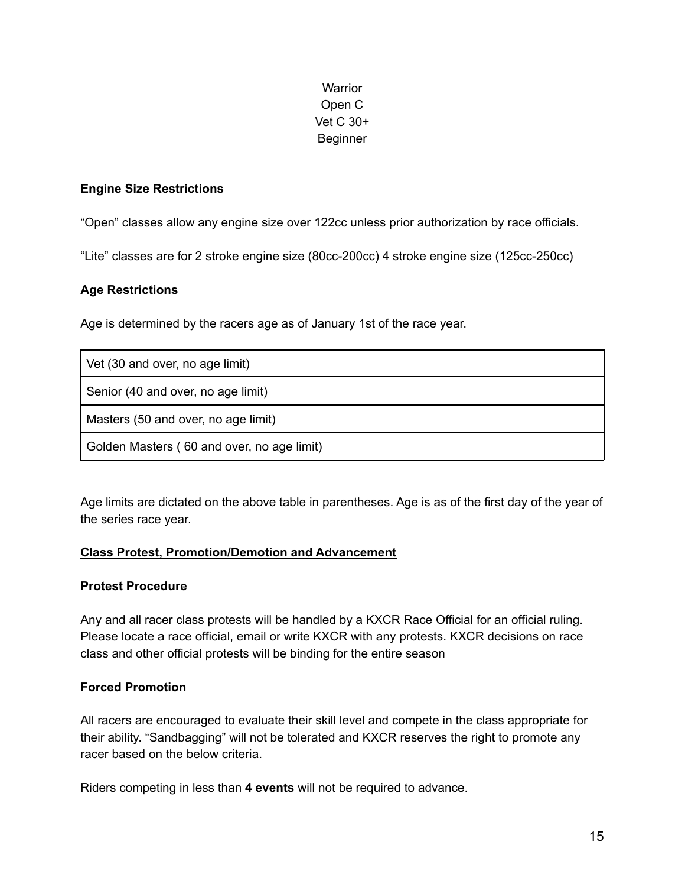Warrior
Open C
Vet C 30+
Beginner

### Engine Size Restrictions

"Open" classes allow any engine size over 122cc unless prior authorization by race officials.

"Lite" classes are for 2 stroke engine size (80cc-200cc) 4 stroke engine size (125cc-250cc)

### Age Restrictions

Age is determined by the racers age as of January 1st of the race year.

| Vet (30 and over, no age limit) |
|---|
| Senior (40 and over, no age limit) |
| Masters (50 and over, no age limit) |
| Golden Masters ( 60 and over, no age limit) |

Age limits are dictated on the above table in parentheses. Age is as of the first day of the year of the series race year.

## Class Protest, Promotion/Demotion and Advancement

### Protest Procedure

Any and all racer class protests will be handled by a KXCR Race Official for an official ruling. Please locate a race official, email or write KXCR with any protests. KXCR decisions on race class and other official protests will be binding for the entire season

### Forced Promotion

All racers are encouraged to evaluate their skill level and compete in the class appropriate for their ability. "Sandbagging" will not be tolerated and KXCR reserves the right to promote any racer based on the below criteria.

Riders competing in less than **4 events** will not be required to advance.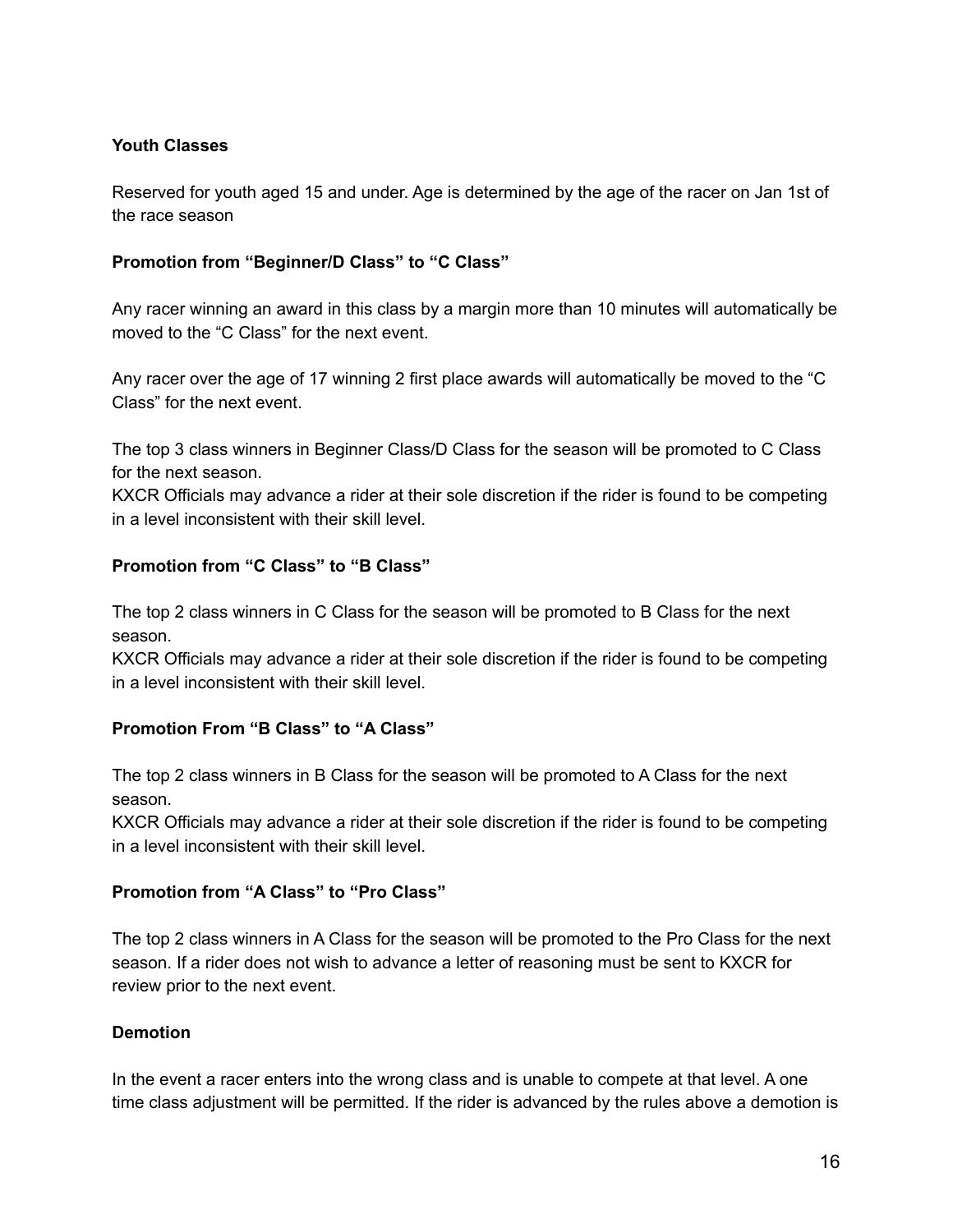**Youth Classes**

Reserved for youth aged 15 and under. Age is determined by the age of the racer on Jan 1st of the race season

**Promotion from “Beginner/D Class” to “C Class”**

Any racer winning an award in this class by a margin more than 10 minutes will automatically be moved to the “C Class” for the next event.

Any racer over the age of 17 winning 2 first place awards will automatically be moved to the “C Class” for the next event.

The top 3 class winners in Beginner Class/D Class for the season will be promoted to C Class for the next season.
KXCR Officials may advance a rider at their sole discretion if the rider is found to be competing in a level inconsistent with their skill level.

**Promotion from “C Class” to “B Class”**

The top 2 class winners in C Class for the season will be promoted to B Class for the next season.
KXCR Officials may advance a rider at their sole discretion if the rider is found to be competing in a level inconsistent with their skill level.

**Promotion From “B Class” to “A Class”**

The top 2 class winners in B Class for the season will be promoted to A Class for the next season.
KXCR Officials may advance a rider at their sole discretion if the rider is found to be competing in a level inconsistent with their skill level.

**Promotion from “A Class” to “Pro Class”**

The top 2 class winners in A Class for the season will be promoted to the Pro Class for the next season. If a rider does not wish to advance a letter of reasoning must be sent to KXCR for review prior to the next event.

**Demotion**

In the event a racer enters into the wrong class and is unable to compete at that level. A one time class adjustment will be permitted. If the rider is advanced by the rules above a demotion is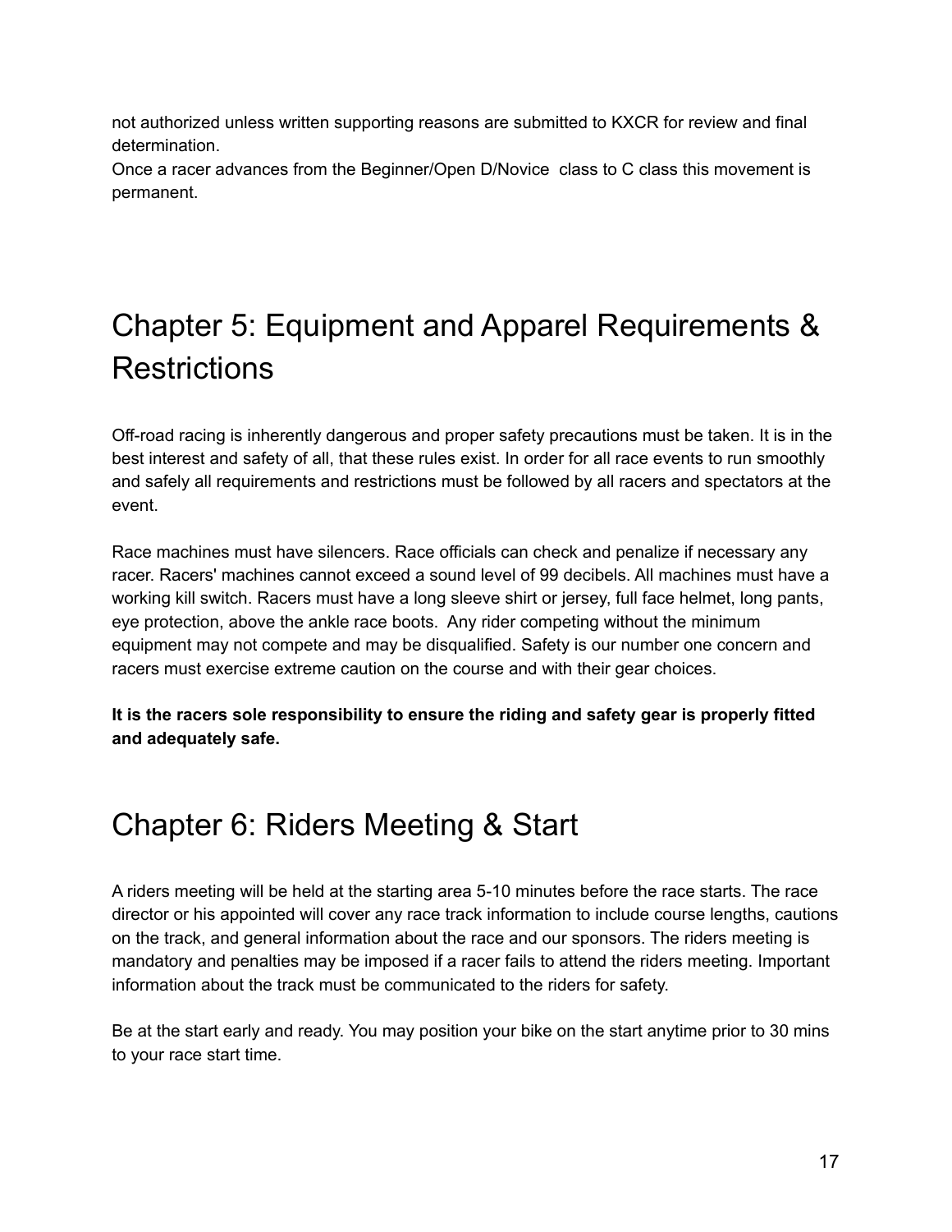not authorized unless written supporting reasons are submitted to KXCR for review and final determination.

Once a racer advances from the Beginner/Open D/Novice class to C class this movement is permanent.

# Chapter 5: Equipment and Apparel Requirements & Restrictions

Off-road racing is inherently dangerous and proper safety precautions must be taken. It is in the best interest and safety of all, that these rules exist. In order for all race events to run smoothly and safely all requirements and restrictions must be followed by all racers and spectators at the event.

Race machines must have silencers. Race officials can check and penalize if necessary any racer. Racers' machines cannot exceed a sound level of 99 decibels. All machines must have a working kill switch. Racers must have a long sleeve shirt or jersey, full face helmet, long pants, eye protection, above the ankle race boots. Any rider competing without the minimum equipment may not compete and may be disqualified. Safety is our number one concern and racers must exercise extreme caution on the course and with their gear choices.

**It is the racers sole responsibility to ensure the riding and safety gear is properly fitted and adequately safe.**

# Chapter 6: Riders Meeting & Start

A riders meeting will be held at the starting area 5-10 minutes before the race starts. The race director or his appointed will cover any race track information to include course lengths, cautions on the track, and general information about the race and our sponsors. The riders meeting is mandatory and penalties may be imposed if a racer fails to attend the riders meeting. Important information about the track must be communicated to the riders for safety.

Be at the start early and ready. You may position your bike on the start anytime prior to 30 mins to your race start time.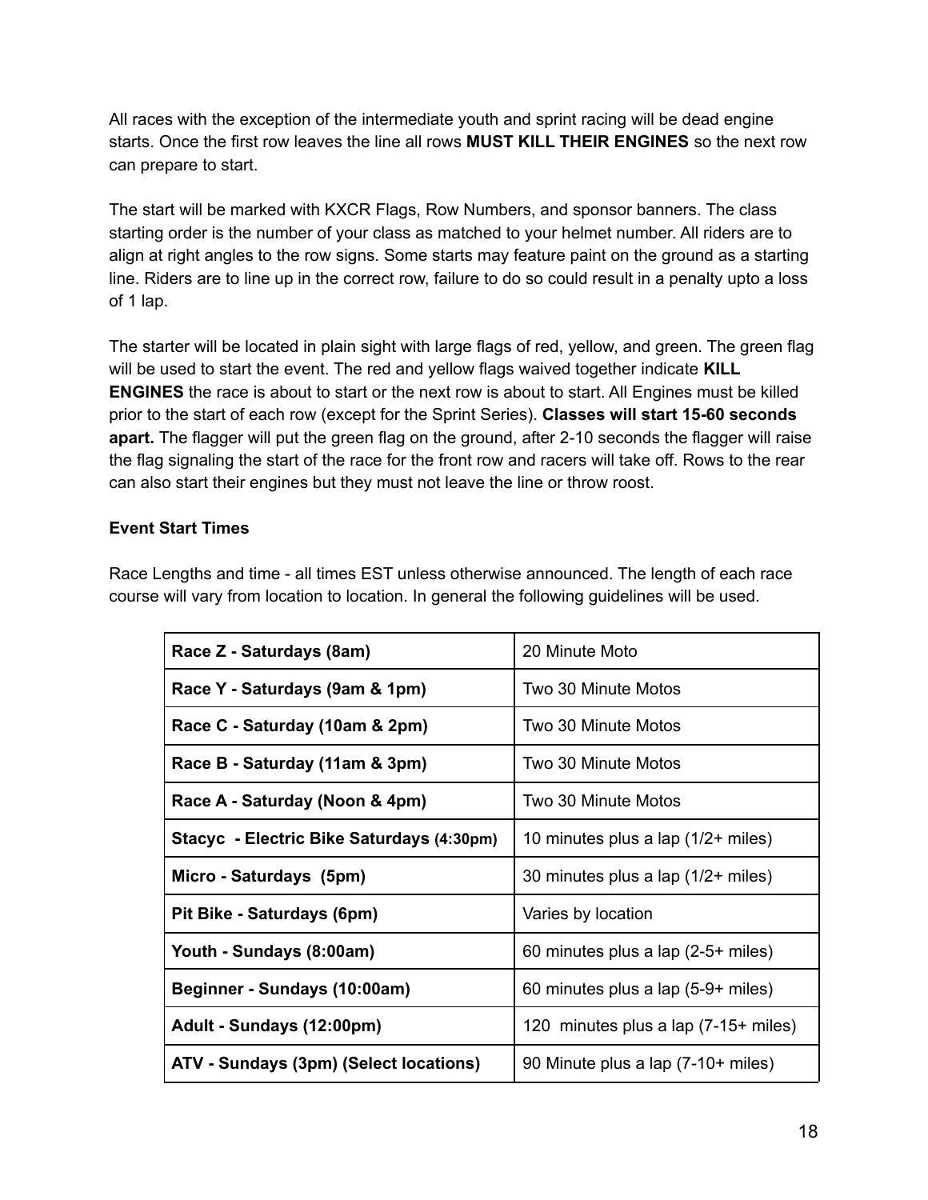All races with the exception of the intermediate youth and sprint racing will be dead engine starts. Once the first row leaves the line all rows **MUST KILL THEIR ENGINES** so the next row can prepare to start.

The start will be marked with KXCR Flags, Row Numbers, and sponsor banners. The class starting order is the number of your class as matched to your helmet number. All riders are to align at right angles to the row signs. Some starts may feature paint on the ground as a starting line. Riders are to line up in the correct row, failure to do so could result in a penalty upto a loss of 1 lap.

The starter will be located in plain sight with large flags of red, yellow, and green. The green flag will be used to start the event. The red and yellow flags waived together indicate **KILL ENGINES** the race is about to start or the next row is about to start. All Engines must be killed prior to the start of each row (except for the Sprint Series). **Classes will start 15-60 seconds apart.** The flagger will put the green flag on the ground, after 2-10 seconds the flagger will raise the flag signaling the start of the race for the front row and racers will take off. Rows to the rear can also start their engines but they must not leave the line or throw roost.

**Event Start Times**

Race Lengths and time - all times EST unless otherwise announced. The length of each race course will vary from location to location. In general the following guidelines will be used.

| | |
|---|---|
| **Race Z - Saturdays (8am)** | 20 Minute Moto |
| **Race Y - Saturdays (9am & 1pm)** | Two 30 Minute Motos |
| **Race C - Saturday (10am & 2pm)** | Two 30 Minute Motos |
| **Race B - Saturday (11am & 3pm)** | Two 30 Minute Motos |
| **Race A - Saturday (Noon & 4pm)** | Two 30 Minute Motos |
| **Stacyc - Electric Bike Saturdays (4:30pm)** | 10 minutes plus a lap (1/2+ miles) |
| **Micro - Saturdays (5pm)** | 30 minutes plus a lap (1/2+ miles) |
| **Pit Bike - Saturdays (6pm)** | Varies by location |
| **Youth - Sundays (8:00am)** | 60 minutes plus a lap (2-5+ miles) |
| **Beginner - Sundays (10:00am)** | 60 minutes plus a lap (5-9+ miles) |
| **Adult - Sundays (12:00pm)** | 120 minutes plus a lap (7-15+ miles) |
| **ATV - Sundays (3pm) (Select locations)** | 90 Minute plus a lap (7-10+ miles) |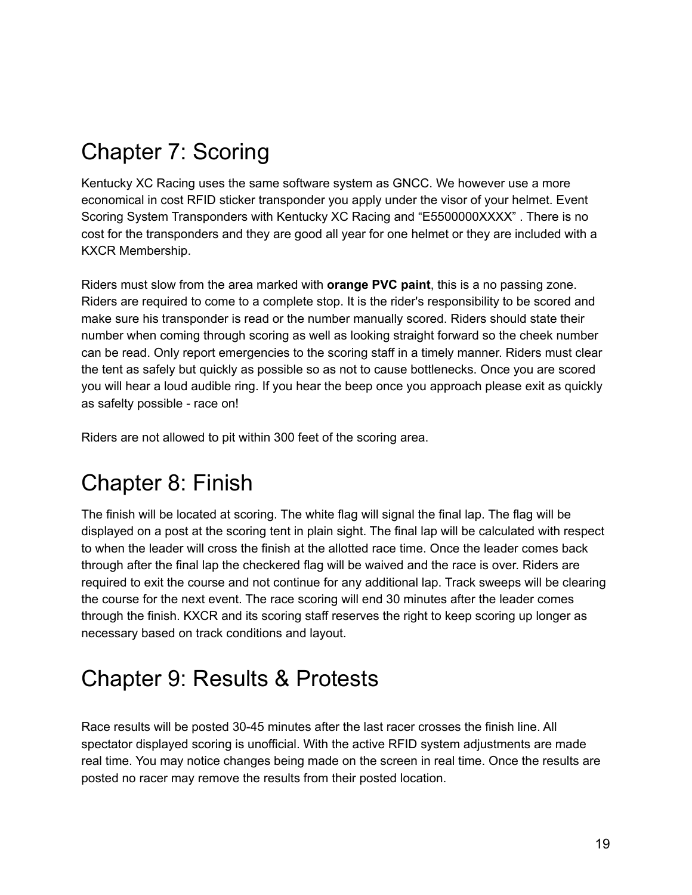# Chapter 7: Scoring

Kentucky XC Racing uses the same software system as GNCC. We however use a more economical in cost RFID sticker transponder you apply under the visor of your helmet. Event Scoring System Transponders with Kentucky XC Racing and “E5500000XXXX” . There is no cost for the transponders and they are good all year for one helmet or they are included with a KXCR Membership.

Riders must slow from the area marked with **orange PVC paint**, this is a no passing zone. Riders are required to come to a complete stop. It is the rider's responsibility to be scored and make sure his transponder is read or the number manually scored. Riders should state their number when coming through scoring as well as looking straight forward so the cheek number can be read. Only report emergencies to the scoring staff in a timely manner. Riders must clear the tent as safely but quickly as possible so as not to cause bottlenecks. Once you are scored you will hear a loud audible ring. If you hear the beep once you approach please exit as quickly as safelty possible - race on!

Riders are not allowed to pit within 300 feet of the scoring area.

# Chapter 8: Finish

The finish will be located at scoring. The white flag will signal the final lap. The flag will be displayed on a post at the scoring tent in plain sight. The final lap will be calculated with respect to when the leader will cross the finish at the allotted race time. Once the leader comes back through after the final lap the checkered flag will be waived and the race is over. Riders are required to exit the course and not continue for any additional lap. Track sweeps will be clearing the course for the next event. The race scoring will end 30 minutes after the leader comes through the finish. KXCR and its scoring staff reserves the right to keep scoring up longer as necessary based on track conditions and layout.

# Chapter 9: Results & Protests

Race results will be posted 30-45 minutes after the last racer crosses the finish line. All spectator displayed scoring is unofficial. With the active RFID system adjustments are made real time. You may notice changes being made on the screen in real time. Once the results are posted no racer may remove the results from their posted location.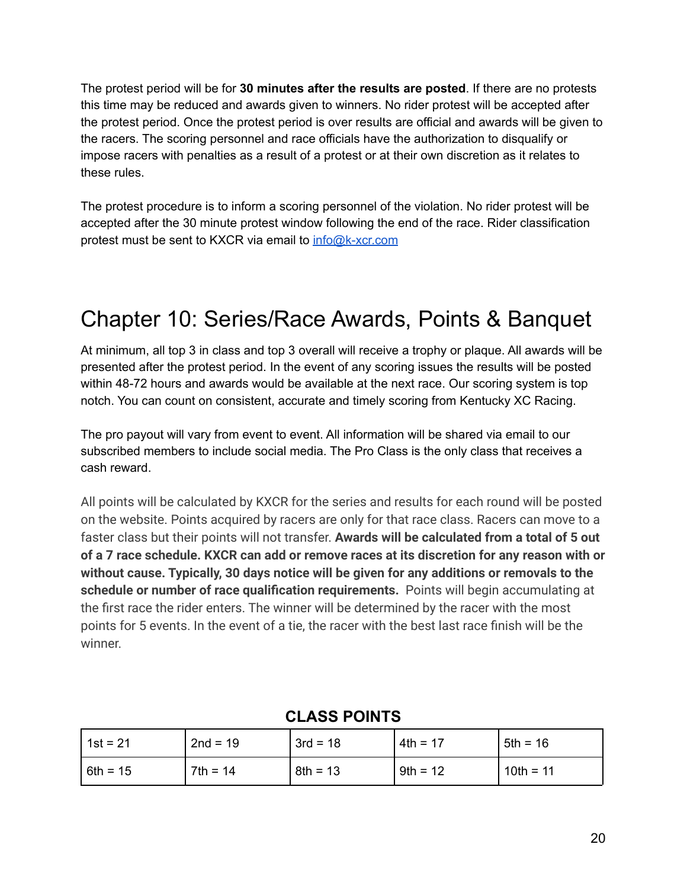The protest period will be for **30 minutes after the results are posted**. If there are no protests this time may be reduced and awards given to winners. No rider protest will be accepted after the protest period. Once the protest period is over results are official and awards will be given to the racers. The scoring personnel and race officials have the authorization to disqualify or impose racers with penalties as a result of a protest or at their own discretion as it relates to these rules.

The protest procedure is to inform a scoring personnel of the violation. No rider protest will be accepted after the 30 minute protest window following the end of the race. Rider classification protest must be sent to KXCR via email to info@k-xcr.com

# Chapter 10: Series/Race Awards, Points & Banquet

At minimum, all top 3 in class and top 3 overall will receive a trophy or plaque. All awards will be presented after the protest period. In the event of any scoring issues the results will be posted within 48-72 hours and awards would be available at the next race. Our scoring system is top notch. You can count on consistent, accurate and timely scoring from Kentucky XC Racing.

The pro payout will vary from event to event. All information will be shared via email to our subscribed members to include social media. The Pro Class is the only class that receives a cash reward.

All points will be calculated by KXCR for the series and results for each round will be posted on the website. Points acquired by racers are only for that race class. Racers can move to a faster class but their points will not transfer. **Awards will be calculated from a total of 5 out of a 7 race schedule. KXCR can add or remove races at its discretion for any reason with or without cause. Typically, 30 days notice will be given for any additions or removals to the schedule or number of race qualification requirements.** Points will begin accumulating at the first race the rider enters. The winner will be determined by the racer with the most points for 5 events. In the event of a tie, the racer with the best last race finish will be the winner.

**CLASS POINTS**

| | | | | |
|---|---|---|---|---|
| 1st = 21 | 2nd = 19 | 3rd = 18 | 4th = 17 | 5th = 16 |
| 6th = 15 | 7th = 14 | 8th = 13 | 9th = 12 | 10th = 11 |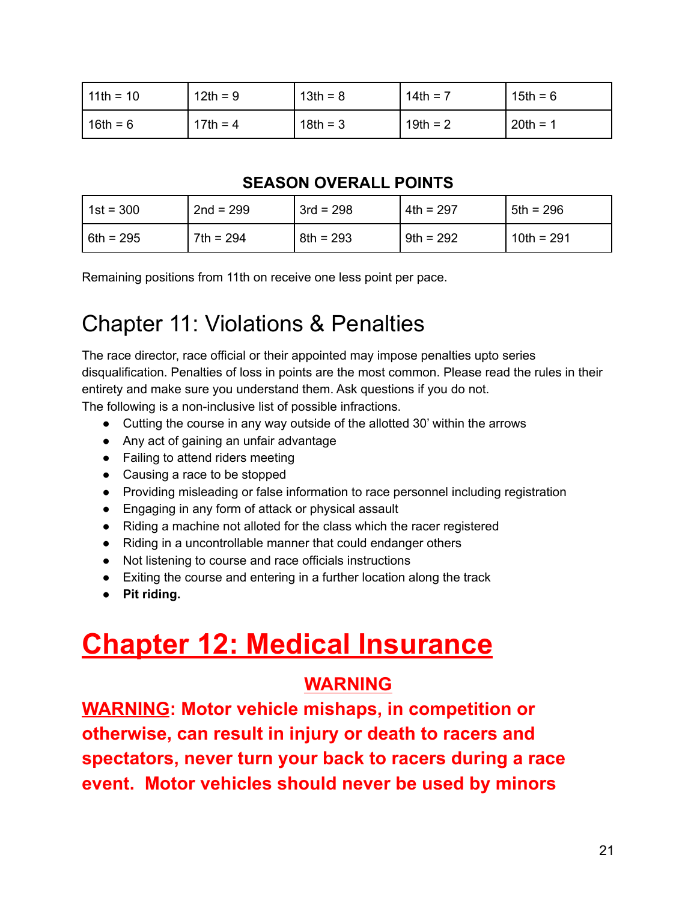| 11th = 10 | 12th = 9 | 13th = 8 | 14th = 7 | 15th = 6 |
|---|---|---|---|---|
| 16th = 6 | 17th = 4 | 18th = 3 | 19th = 2 | 20th = 1 |

### SEASON OVERALL POINTS

| 1st = 300 | 2nd = 299 | 3rd = 298 | 4th = 297 | 5th = 296 |
|---|---|---|---|---|
| 6th = 295 | 7th = 294 | 8th = 293 | 9th = 292 | 10th = 291 |

Remaining positions from 11th on receive one less point per pace.

# Chapter 11: Violations & Penalties

The race director, race official or their appointed may impose penalties upto series disqualification. Penalties of loss in points are the most common. Please read the rules in their entirety and make sure you understand them. Ask questions if you do not.
The following is a non-inclusive list of possible infractions.

- Cutting the course in any way outside of the allotted 30' within the arrows
- Any act of gaining an unfair advantage
- Failing to attend riders meeting
- Causing a race to be stopped
- Providing misleading or false information to race personnel including registration
- Engaging in any form of attack or physical assault
- Riding a machine not alloted for the class which the racer registered
- Riding in a uncontrollable manner that could endanger others
- Not listening to course and race officials instructions
- Exiting the course and entering in a further location along the track
- **Pit riding.**

# Chapter 12: Medical Insurance

**WARNING**

**WARNING: Motor vehicle mishaps, in competition or otherwise, can result in injury or death to racers and spectators, never turn your back to racers during a race event. Motor vehicles should never be used by minors**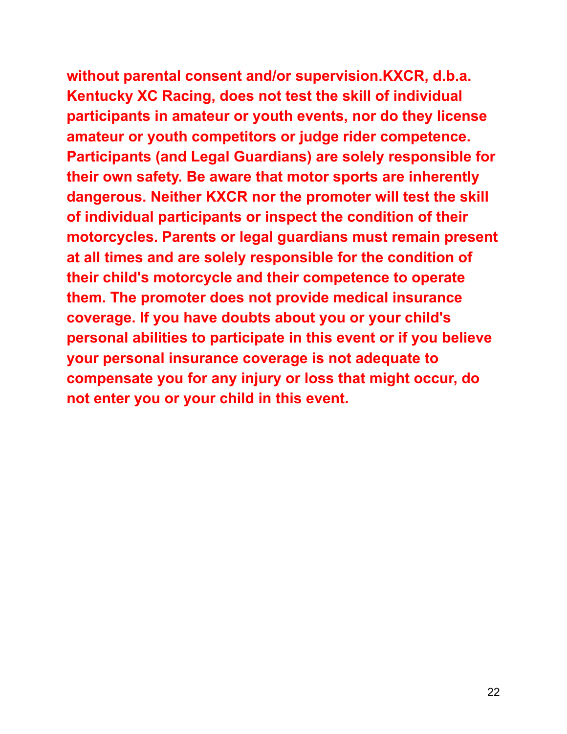**without parental consent and/or supervision.KXCR, d.b.a. Kentucky XC Racing, does not test the skill of individual participants in amateur or youth events, nor do they license amateur or youth competitors or judge rider competence. Participants (and Legal Guardians) are solely responsible for their own safety. Be aware that motor sports are inherently dangerous. Neither KXCR nor the promoter will test the skill of individual participants or inspect the condition of their motorcycles. Parents or legal guardians must remain present at all times and are solely responsible for the condition of their child's motorcycle and their competence to operate them. The promoter does not provide medical insurance coverage. If you have doubts about you or your child's personal abilities to participate in this event or if you believe your personal insurance coverage is not adequate to compensate you for any injury or loss that might occur, do not enter you or your child in this event.**